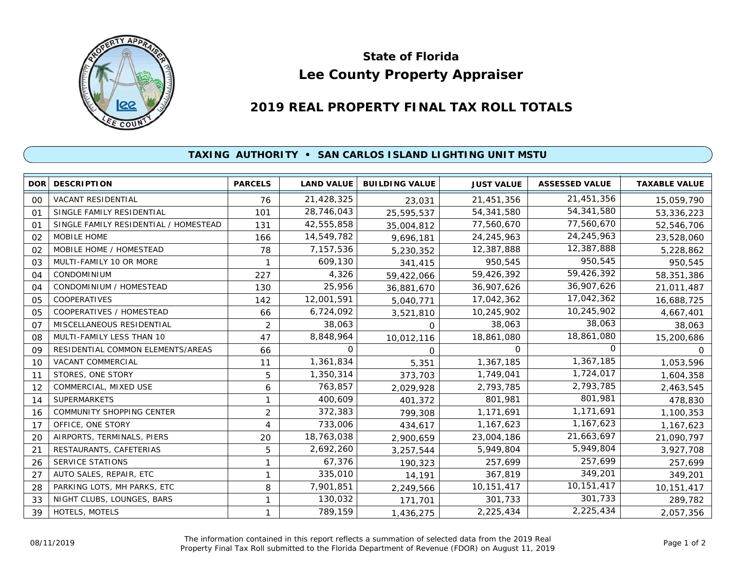# State of Florida
# Lee County Property Appraiser

## 2019 REAL PROPERTY FINAL TAX ROLL TOTALS

### TAXING AUTHORITY • SAN CARLOS ISLAND LIGHTING UNIT MSTU

| DOR | DESCRIPTION | PARCELS | LAND VALUE | BUILDING VALUE | JUST VALUE | ASSESSED VALUE | TAXABLE VALUE |
|---|---|---|---|---|---|---|---|
| 00 | VACANT RESIDENTIAL | 76 | 21,428,325 | 23,031 | 21,451,356 | 21,451,356 | 15,059,790 |
| 01 | SINGLE FAMILY RESIDENTIAL | 101 | 28,746,043 | 25,595,537 | 54,341,580 | 54,341,580 | 53,336,223 |
| 01 | SINGLE FAMILY RESIDENTIAL / HOMESTEAD | 131 | 42,555,858 | 35,004,812 | 77,560,670 | 77,560,670 | 52,546,706 |
| 02 | MOBILE HOME | 166 | 14,549,782 | 9,696,181 | 24,245,963 | 24,245,963 | 23,528,060 |
| 02 | MOBILE HOME / HOMESTEAD | 78 | 7,157,536 | 5,230,352 | 12,387,888 | 12,387,888 | 5,228,862 |
| 03 | MULTI-FAMILY 10 OR MORE | 1 | 609,130 | 341,415 | 950,545 | 950,545 | 950,545 |
| 04 | CONDOMINIUM | 227 | 4,326 | 59,422,066 | 59,426,392 | 59,426,392 | 58,351,386 |
| 04 | CONDOMINIUM / HOMESTEAD | 130 | 25,956 | 36,881,670 | 36,907,626 | 36,907,626 | 21,011,487 |
| 05 | COOPERATIVES | 142 | 12,001,591 | 5,040,771 | 17,042,362 | 17,042,362 | 16,688,725 |
| 05 | COOPERATIVES / HOMESTEAD | 66 | 6,724,092 | 3,521,810 | 10,245,902 | 10,245,902 | 4,667,401 |
| 07 | MISCELLANEOUS RESIDENTIAL | 2 | 38,063 | 0 | 38,063 | 38,063 | 38,063 |
| 08 | MULTI-FAMILY LESS THAN 10 | 47 | 8,848,964 | 10,012,116 | 18,861,080 | 18,861,080 | 15,200,686 |
| 09 | RESIDENTIAL COMMON ELEMENTS/AREAS | 66 | 0 | 0 | 0 | 0 | 0 |
| 10 | VACANT COMMERCIAL | 11 | 1,361,834 | 5,351 | 1,367,185 | 1,367,185 | 1,053,596 |
| 11 | STORES, ONE STORY | 5 | 1,350,314 | 373,703 | 1,749,041 | 1,724,017 | 1,604,358 |
| 12 | COMMERCIAL, MIXED USE | 6 | 763,857 | 2,029,928 | 2,793,785 | 2,793,785 | 2,463,545 |
| 14 | SUPERMARKETS | 1 | 400,609 | 401,372 | 801,981 | 801,981 | 478,830 |
| 16 | COMMUNITY SHOPPING CENTER | 2 | 372,383 | 799,308 | 1,171,691 | 1,171,691 | 1,100,353 |
| 17 | OFFICE, ONE STORY | 4 | 733,006 | 434,617 | 1,167,623 | 1,167,623 | 1,167,623 |
| 20 | AIRPORTS, TERMINALS, PIERS | 20 | 18,763,038 | 2,900,659 | 23,004,186 | 21,663,697 | 21,090,797 |
| 21 | RESTAURANTS, CAFETERIAS | 5 | 2,692,260 | 3,257,544 | 5,949,804 | 5,949,804 | 3,927,708 |
| 26 | SERVICE STATIONS | 1 | 67,376 | 190,323 | 257,699 | 257,699 | 257,699 |
| 27 | AUTO SALES, REPAIR, ETC | 1 | 335,010 | 14,191 | 367,819 | 349,201 | 349,201 |
| 28 | PARKING LOTS, MH PARKS, ETC | 8 | 7,901,851 | 2,249,566 | 10,151,417 | 10,151,417 | 10,151,417 |
| 33 | NIGHT CLUBS, LOUNGES, BARS | 1 | 130,032 | 171,701 | 301,733 | 301,733 | 289,782 |
| 39 | HOTELS, MOTELS | 1 | 789,159 | 1,436,275 | 2,225,434 | 2,225,434 | 2,057,356 |

08/11/2019

The information contained in this report reflects a summation of selected data from the 2019 Real Property Final Tax Roll submitted to the Florida Department of Revenue (FDOR) on August 11, 2019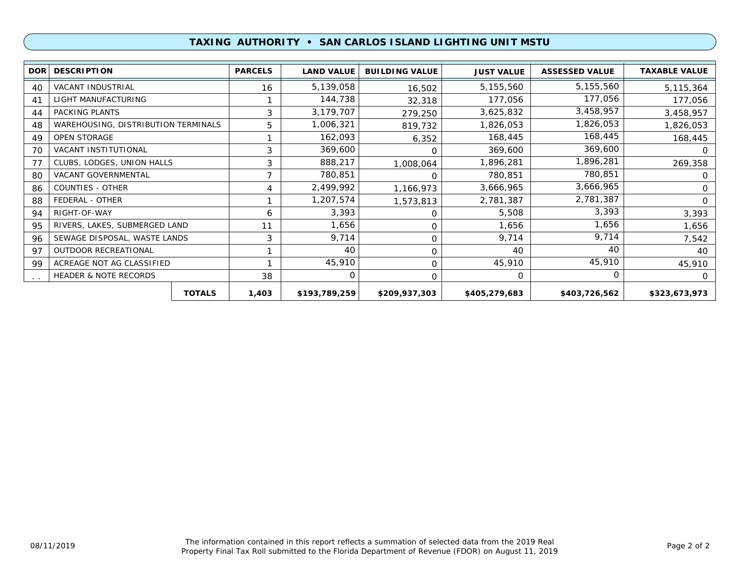## TAXING AUTHORITY • SAN CARLOS ISLAND LIGHTING UNIT MSTU

| DOR | DESCRIPTION | PARCELS | LAND VALUE | BUILDING VALUE | JUST VALUE | ASSESSED VALUE | TAXABLE VALUE |
|---|---|---|---|---|---|---|---|
| 40 | VACANT INDUSTRIAL | 16 | 5,139,058 | 16,502 | 5,155,560 | 5,155,560 | 5,115,364 |
| 41 | LIGHT MANUFACTURING | 1 | 144,738 | 32,318 | 177,056 | 177,056 | 177,056 |
| 44 | PACKING PLANTS | 3 | 3,179,707 | 279,250 | 3,625,832 | 3,458,957 | 3,458,957 |
| 48 | WAREHOUSING, DISTRIBUTION TERMINALS | 5 | 1,006,321 | 819,732 | 1,826,053 | 1,826,053 | 1,826,053 |
| 49 | OPEN STORAGE | 1 | 162,093 | 6,352 | 168,445 | 168,445 | 168,445 |
| 70 | VACANT INSTITUTIONAL | 3 | 369,600 | 0 | 369,600 | 369,600 | 0 |
| 77 | CLUBS, LODGES, UNION HALLS | 3 | 888,217 | 1,008,064 | 1,896,281 | 1,896,281 | 269,358 |
| 80 | VACANT GOVERNMENTAL | 7 | 780,851 | 0 | 780,851 | 780,851 | 0 |
| 86 | COUNTIES - OTHER | 4 | 2,499,992 | 1,166,973 | 3,666,965 | 3,666,965 | 0 |
| 88 | FEDERAL - OTHER | 1 | 1,207,574 | 1,573,813 | 2,781,387 | 2,781,387 | 0 |
| 94 | RIGHT-OF-WAY | 6 | 3,393 | 0 | 5,508 | 3,393 | 3,393 |
| 95 | RIVERS, LAKES, SUBMERGED LAND | 11 | 1,656 | 0 | 1,656 | 1,656 | 1,656 |
| 96 | SEWAGE DISPOSAL, WASTE LANDS | 3 | 9,714 | 0 | 9,714 | 9,714 | 7,542 |
| 97 | OUTDOOR RECREATIONAL | 1 | 40 | 0 | 40 | 40 | 40 |
| 99 | ACREAGE NOT AG CLASSIFIED | 1 | 45,910 | 0 | 45,910 | 45,910 | 45,910 |
| .. | HEADER & NOTE RECORDS | 38 | 0 | 0 | 0 | 0 | 0 |
| | **TOTALS** | **1,403** | **$193,789,259** | **$209,937,303** | **$405,279,683** | **$403,726,562** | **$323,673,973** |

08/11/2019

The information contained in this report reflects a summation of selected data from the 2019 Real Property Final Tax Roll submitted to the Florida Department of Revenue (FDOR) on August 11, 2019